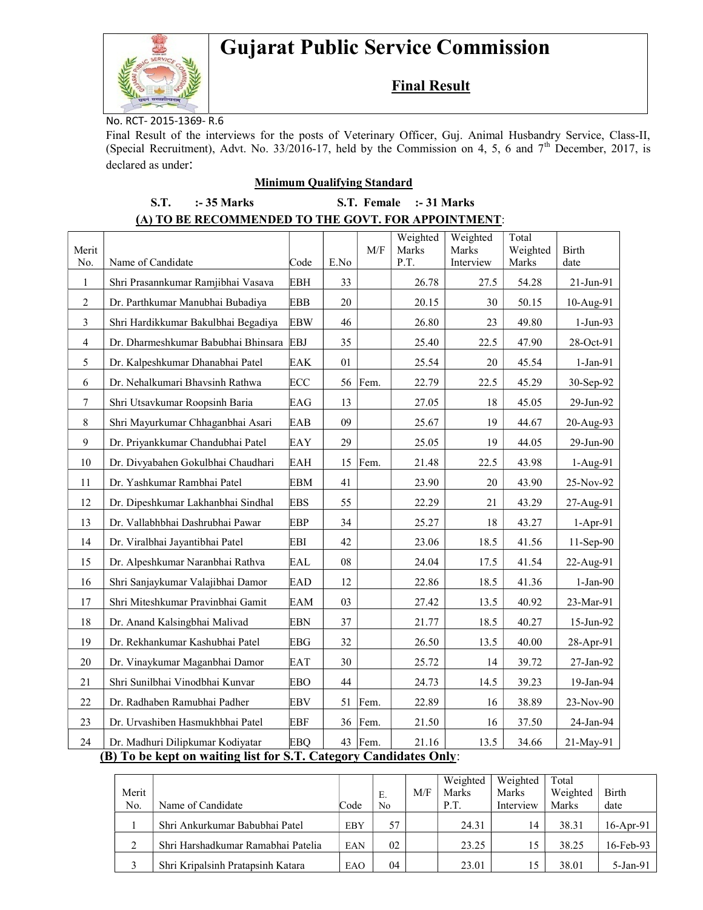# Gujarat Public Service Commission

## Final Result

No. RCT- 2015-1369- R.6

Final Result of the interviews for the posts of Veterinary Officer, Guj. Animal Husbandry Service, Class-II, (Special Recruitment), Advt. No. 33/2016-17, held by the Commission on 4, 5, 6 and 7th December, 2017, is declared as under:

**Minimum Qualifying Standard**

**S.T. :- 35 Marks S.T. Female :- 31 Marks**

**(A) TO BE RECOMMENDED TO THE GOVT. FOR APPOINTMENT**:

| Merit No. | Name of Candidate | Code | E.No | M/F | Weighted Marks P.T. | Weighted Marks Interview | Total Weighted Marks | Birth date |
|---|---|---|---|---|---|---|---|---|
| 1 | Shri Prasannkumar Ramjibhai Vasava | EBH | 33 | | 26.78 | 27.5 | 54.28 | 21-Jun-91 |
| 2 | Dr. Parthkumar Manubhai Bubadiya | EBB | 20 | | 20.15 | 30 | 50.15 | 10-Aug-91 |
| 3 | Shri Hardikkumar Bakulbhai Begadiya | EBW | 46 | | 26.80 | 23 | 49.80 | 1-Jun-93 |
| 4 | Dr. Dharmeshkumar Babubhai Bhinsara | EBJ | 35 | | 25.40 | 22.5 | 47.90 | 28-Oct-91 |
| 5 | Dr. Kalpeshkumar Dhanabhai Patel | EAK | 01 | | 25.54 | 20 | 45.54 | 1-Jan-91 |
| 6 | Dr. Nehalkumari Bhavsinh Rathwa | ECC | 56 | Fem. | 22.79 | 22.5 | 45.29 | 30-Sep-92 |
| 7 | Shri Utsavkumar Roopsinh Baria | EAG | 13 | | 27.05 | 18 | 45.05 | 29-Jun-92 |
| 8 | Shri Mayurkumar Chhaganbhai Asari | EAB | 09 | | 25.67 | 19 | 44.67 | 20-Aug-93 |
| 9 | Dr. Priyankkumar Chandubhai Patel | EAY | 29 | | 25.05 | 19 | 44.05 | 29-Jun-90 |
| 10 | Dr. Divyabahen Gokulbhai Chaudhari | EAH | 15 | Fem. | 21.48 | 22.5 | 43.98 | 1-Aug-91 |
| 11 | Dr. Yashkumar Rambhai Patel | EBM | 41 | | 23.90 | 20 | 43.90 | 25-Nov-92 |
| 12 | Dr. Dipeshkumar Lakhanbhai Sindhal | EBS | 55 | | 22.29 | 21 | 43.29 | 27-Aug-91 |
| 13 | Dr. Vallabhbhai Dashrubhai Pawar | EBP | 34 | | 25.27 | 18 | 43.27 | 1-Apr-91 |
| 14 | Dr. Viralbhai Jayantibhai Patel | EBI | 42 | | 23.06 | 18.5 | 41.56 | 11-Sep-90 |
| 15 | Dr. Alpeshkumar Naranbhai Rathva | EAL | 08 | | 24.04 | 17.5 | 41.54 | 22-Aug-91 |
| 16 | Shri Sanjaykumar Valajibhai Damor | EAD | 12 | | 22.86 | 18.5 | 41.36 | 1-Jan-90 |
| 17 | Shri Miteshkumar Pravinbhai Gamit | EAM | 03 | | 27.42 | 13.5 | 40.92 | 23-Mar-91 |
| 18 | Dr. Anand Kalsingbhai Malivad | EBN | 37 | | 21.77 | 18.5 | 40.27 | 15-Jun-92 |
| 19 | Dr. Rekhankumar Kashubhai Patel | EBG | 32 | | 26.50 | 13.5 | 40.00 | 28-Apr-91 |
| 20 | Dr. Vinaykumar Maganbhai Damor | EAT | 30 | | 25.72 | 14 | 39.72 | 27-Jan-92 |
| 21 | Shri Sunilbhai Vinodbhai Kunvar | EBO | 44 | | 24.73 | 14.5 | 39.23 | 19-Jan-94 |
| 22 | Dr. Radhaben Ramubhai Padher | EBV | 51 | Fem. | 22.89 | 16 | 38.89 | 23-Nov-90 |
| 23 | Dr. Urvashiben Hasmukhbhai Patel | EBF | 36 | Fem. | 21.50 | 16 | 37.50 | 24-Jan-94 |
| 24 | Dr. Madhuri Dilipkumar Kodiyatar | EBQ | 43 | Fem. | 21.16 | 13.5 | 34.66 | 21-May-91 |

**(B) To be kept on waiting list for S.T. Category Candidates Only**:

| Merit No. | Name of Candidate | Code | E. No | M/F | Weighted Marks P.T. | Weighted Marks Interview | Total Weighted Marks | Birth date |
|---|---|---|---|---|---|---|---|---|
| 1 | Shri Ankurkumar Babubhai Patel | EBY | 57 | | 24.31 | 14 | 38.31 | 16-Apr-91 |
| 2 | Shri Harshadkumar Ramabhai Patelia | EAN | 02 | | 23.25 | 15 | 38.25 | 16-Feb-93 |
| 3 | Shri Kripalsinh Pratapsinh Katara | EAO | 04 | | 23.01 | 15 | 38.01 | 5-Jan-91 |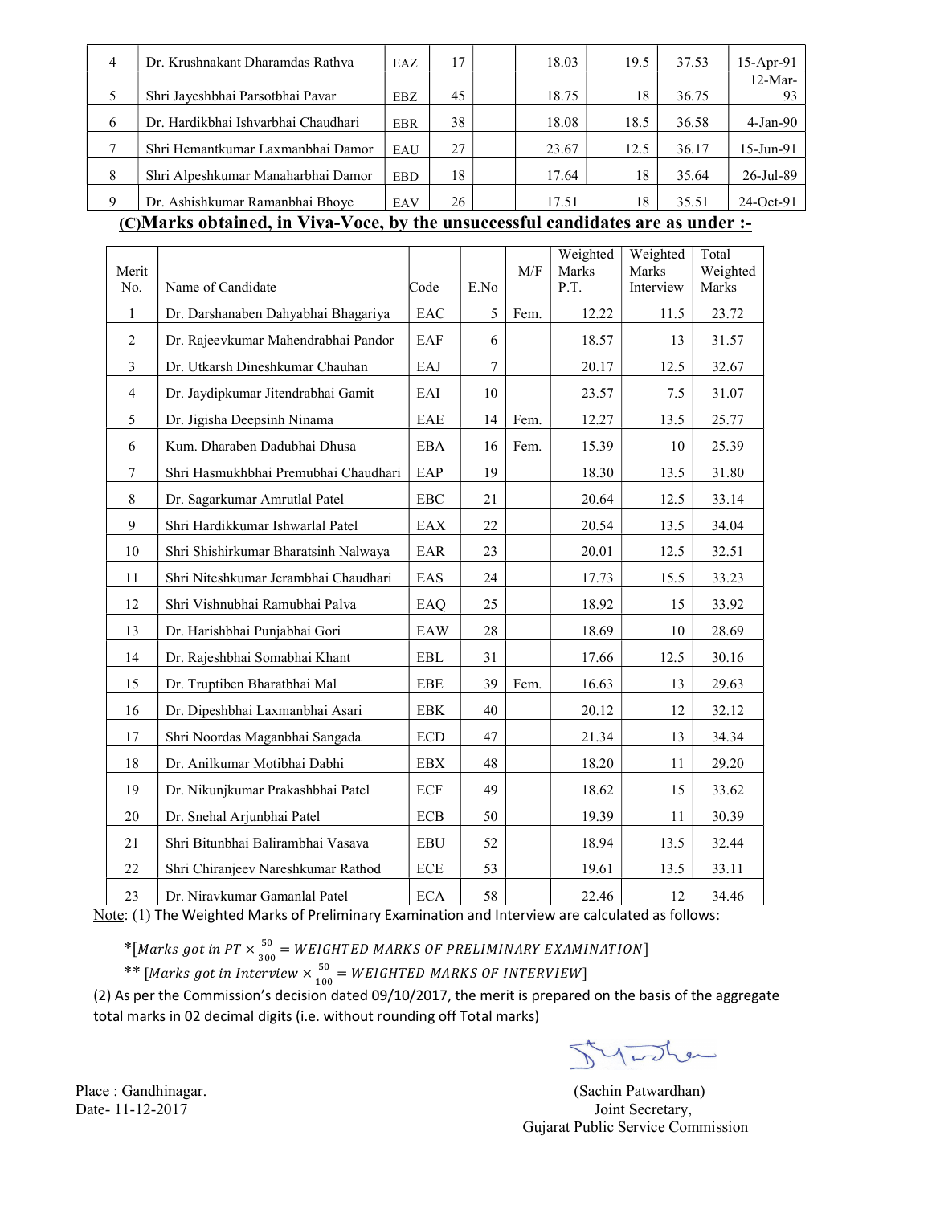| | | | | | | | | |
|---|---|---|---|---|---|---|---|---|
| 4 | Dr. Krushnakant Dharamdas Rathva | EAZ | 17 | | 18.03 | 19.5 | 37.53 | 15-Apr-91 |
| 5 | Shri Jayeshbhai Parsotbhai Pavar | EBZ | 45 | | 18.75 | 18 | 36.75 | 12-Mar-93 |
| 6 | Dr. Hardikbhai Ishvarbhai Chaudhari | EBR | 38 | | 18.08 | 18.5 | 36.58 | 4-Jan-90 |
| 7 | Shri Hemantkumar Laxmanbhai Damor | EAU | 27 | | 23.67 | 12.5 | 36.17 | 15-Jun-91 |
| 8 | Shri Alpeshkumar Manaharbhai Damor | EBD | 18 | | 17.64 | 18 | 35.64 | 26-Jul-89 |
| 9 | Dr. Ashishkumar Ramanbhai Bhoye | EAV | 26 | | 17.51 | 18 | 35.51 | 24-Oct-91 |

## (C)Marks obtained, in Viva-Voce, by the unsuccessful candidates are as under :-

| Merit No. | Name of Candidate | Code | E.No | M/F | Weighted Marks P.T. | Weighted Marks Interview | Total Weighted Marks |
|---|---|---|---|---|---|---|---|
| 1 | Dr. Darshanaben Dahyabhai Bhagariya | EAC | 5 | Fem. | 12.22 | 11.5 | 23.72 |
| 2 | Dr. Rajeevkumar Mahendrabhai Pandor | EAF | 6 | | 18.57 | 13 | 31.57 |
| 3 | Dr. Utkarsh Dineshkumar Chauhan | EAJ | 7 | | 20.17 | 12.5 | 32.67 |
| 4 | Dr. Jaydipkumar Jitendrabhai Gamit | EAI | 10 | | 23.57 | 7.5 | 31.07 |
| 5 | Dr. Jigisha Deepsinh Ninama | EAE | 14 | Fem. | 12.27 | 13.5 | 25.77 |
| 6 | Kum. Dharaben Dadubhai Dhusa | EBA | 16 | Fem. | 15.39 | 10 | 25.39 |
| 7 | Shri Hasmukhbhai Premubhai Chaudhari | EAP | 19 | | 18.30 | 13.5 | 31.80 |
| 8 | Dr. Sagarkumar Amrutlal Patel | EBC | 21 | | 20.64 | 12.5 | 33.14 |
| 9 | Shri Hardikkumar Ishwarlal Patel | EAX | 22 | | 20.54 | 13.5 | 34.04 |
| 10 | Shri Shishirkumar Bharatsinh Nalwaya | EAR | 23 | | 20.01 | 12.5 | 32.51 |
| 11 | Shri Niteshkumar Jerambhai Chaudhari | EAS | 24 | | 17.73 | 15.5 | 33.23 |
| 12 | Shri Vishnubhai Ramubhai Palva | EAQ | 25 | | 18.92 | 15 | 33.92 |
| 13 | Dr. Harishbhai Punjabhai Gori | EAW | 28 | | 18.69 | 10 | 28.69 |
| 14 | Dr. Rajeshbhai Somabhai Khant | EBL | 31 | | 17.66 | 12.5 | 30.16 |
| 15 | Dr. Truptiben Bharatbhai Mal | EBE | 39 | Fem. | 16.63 | 13 | 29.63 |
| 16 | Dr. Dipeshbhai Laxmanbhai Asari | EBK | 40 | | 20.12 | 12 | 32.12 |
| 17 | Shri Noordas Maganbhai Sangada | ECD | 47 | | 21.34 | 13 | 34.34 |
| 18 | Dr. Anilkumar Motibhai Dabhi | EBX | 48 | | 18.20 | 11 | 29.20 |
| 19 | Dr. Nikunjkumar Prakashbhai Patel | ECF | 49 | | 18.62 | 15 | 33.62 |
| 20 | Dr. Snehal Arjunbhai Patel | ECB | 50 | | 19.39 | 11 | 30.39 |
| 21 | Shri Bitunbhai Balirambhai Vasava | EBU | 52 | | 18.94 | 13.5 | 32.44 |
| 22 | Shri Chiranjeev Nareshkumar Rathod | ECE | 53 | | 19.61 | 13.5 | 33.11 |
| 23 | Dr. Niravkumar Gamanlal Patel | ECA | 58 | | 22.46 | 12 | 34.46 |

Note: (1) The Weighted Marks of Preliminary Examination and Interview are calculated as follows:

*$[Marks\ got\ in\ PT \times \frac{50}{300} = WEIGHTED\ MARKS\ OF\ PRELIMINARY\ EXAMINATION]$

** $[Marks\ got\ in\ Interview \times \frac{50}{100} = WEIGHTED\ MARKS\ OF\ INTERVIEW]$

(2) As per the Commission's decision dated 09/10/2017, the merit is prepared on the basis of the aggregate total marks in 02 decimal digits (i.e. without rounding off Total marks)

Place : Gandhinagar.
Date- 11-12-2017

(Sachin Patwardhan)
Joint Secretary,
Gujarat Public Service Commission